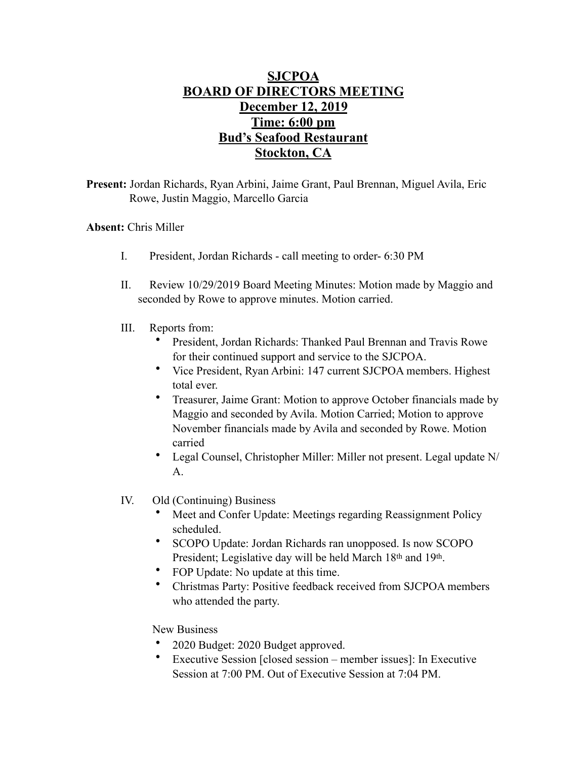# SJCPOA
# BOARD OF DIRECTORS MEETING
# December 12, 2019
# Time: 6:00 pm
# Bud's Seafood Restaurant
# Stockton, CA

**Present:** Jordan Richards, Ryan Arbini, Jaime Grant, Paul Brennan, Miguel Avila, Eric Rowe, Justin Maggio, Marcello Garcia

**Absent:** Chris Miller

I. President, Jordan Richards - call meeting to order- 6:30 PM

II. Review 10/29/2019 Board Meeting Minutes: Motion made by Maggio and seconded by Rowe to approve minutes. Motion carried.

III. Reports from:
- President, Jordan Richards: Thanked Paul Brennan and Travis Rowe for their continued support and service to the SJCPOA.
- Vice President, Ryan Arbini: 147 current SJCPOA members. Highest total ever.
- Treasurer, Jaime Grant: Motion to approve October financials made by Maggio and seconded by Avila. Motion Carried; Motion to approve November financials made by Avila and seconded by Rowe. Motion carried
- Legal Counsel, Christopher Miller: Miller not present. Legal update N/A.

IV. Old (Continuing) Business
- Meet and Confer Update: Meetings regarding Reassignment Policy scheduled.
- SCOPO Update: Jordan Richards ran unopposed. Is now SCOPO President; Legislative day will be held March 18th and 19th.
- FOP Update: No update at this time.
- Christmas Party: Positive feedback received from SJCPOA members who attended the party.

New Business
- 2020 Budget: 2020 Budget approved.
- Executive Session [closed session – member issues]: In Executive Session at 7:00 PM. Out of Executive Session at 7:04 PM.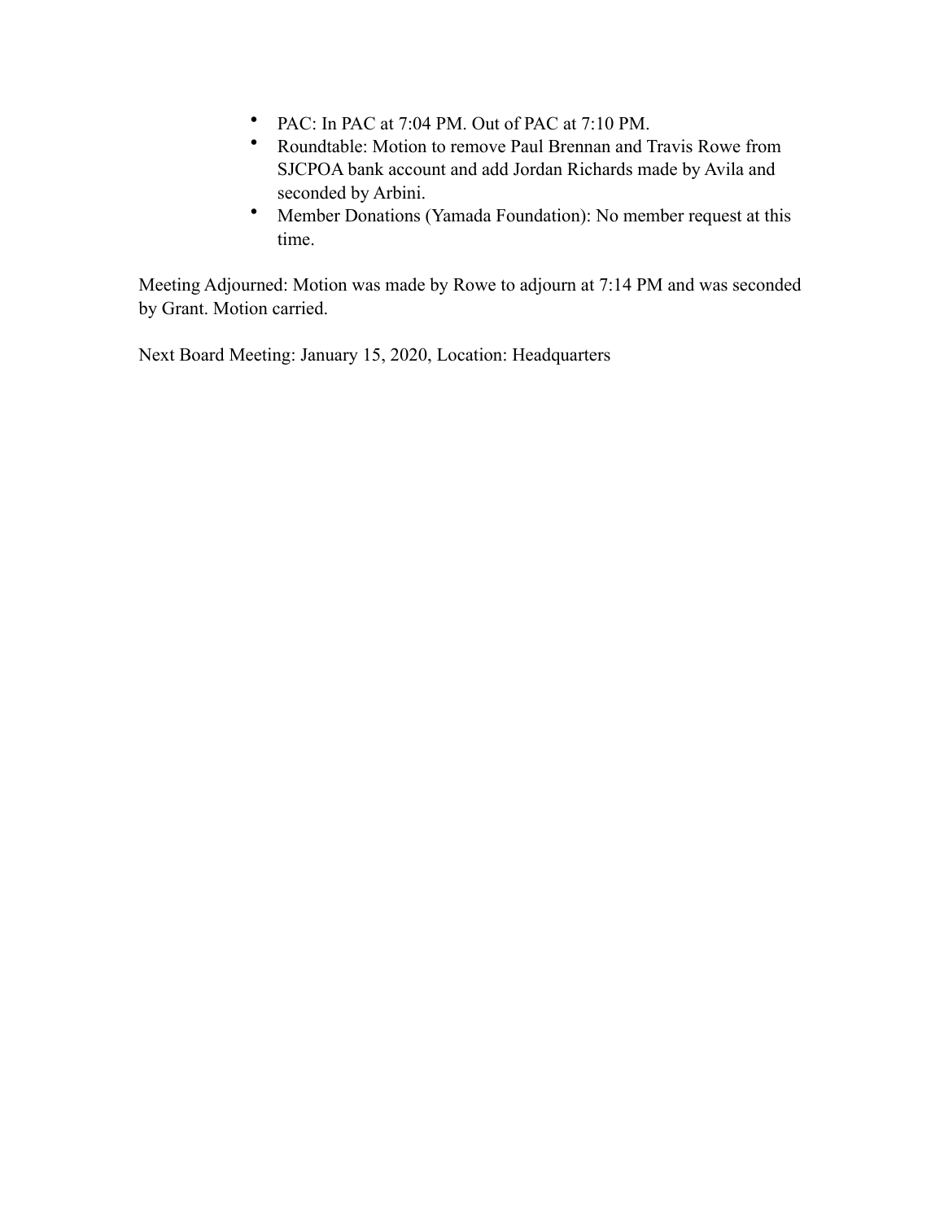- PAC: In PAC at 7:04 PM. Out of PAC at 7:10 PM.
- Roundtable: Motion to remove Paul Brennan and Travis Rowe from SJCPOA bank account and add Jordan Richards made by Avila and seconded by Arbini.
- Member Donations (Yamada Foundation): No member request at this time.

Meeting Adjourned: Motion was made by Rowe to adjourn at 7:14 PM and was seconded by Grant. Motion carried.

Next Board Meeting: January 15, 2020, Location: Headquarters